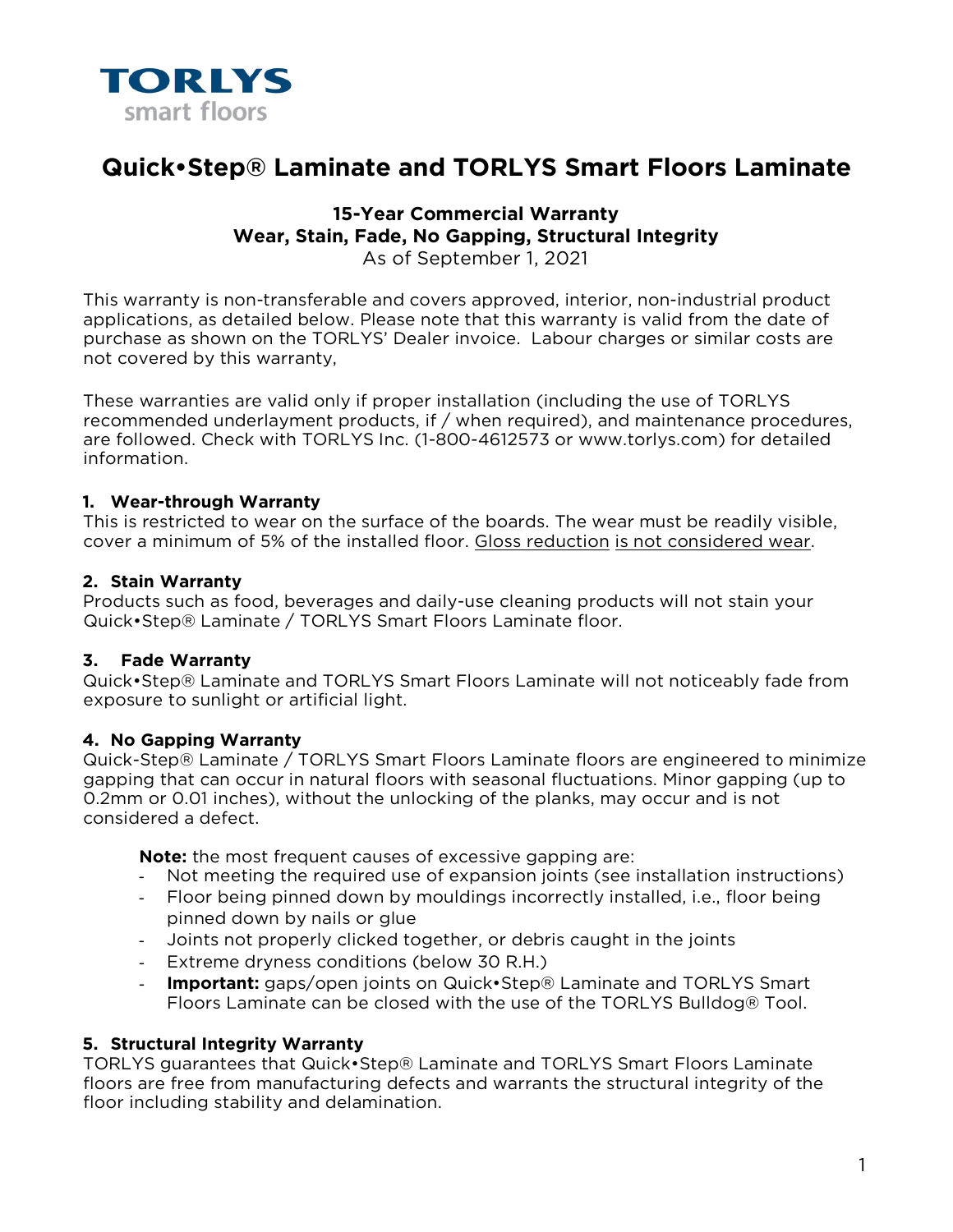TORLYS
smart floors

# Quick•Step® Laminate and TORLYS Smart Floors Laminate

**15-Year Commercial Warranty**
**Wear, Stain, Fade, No Gapping, Structural Integrity**
As of September 1, 2021

This warranty is non-transferable and covers approved, interior, non-industrial product applications, as detailed below. Please note that this warranty is valid from the date of purchase as shown on the TORLYS' Dealer invoice. Labour charges or similar costs are not covered by this warranty,

These warranties are valid only if proper installation (including the use of TORLYS recommended underlayment products, if / when required), and maintenance procedures, are followed. Check with TORLYS Inc. (1-800-4612573 or www.torlys.com) for detailed information.

### 1. Wear-through Warranty

This is restricted to wear on the surface of the boards. The wear must be readily visible, cover a minimum of 5% of the installed floor. Gloss reduction is not considered wear.

### 2. Stain Warranty

Products such as food, beverages and daily-use cleaning products will not stain your Quick•Step® Laminate / TORLYS Smart Floors Laminate floor.

### 3. Fade Warranty

Quick•Step® Laminate and TORLYS Smart Floors Laminate will not noticeably fade from exposure to sunlight or artificial light.

### 4. No Gapping Warranty

Quick-Step® Laminate / TORLYS Smart Floors Laminate floors are engineered to minimize gapping that can occur in natural floors with seasonal fluctuations. Minor gapping (up to 0.2mm or 0.01 inches), without the unlocking of the planks, may occur and is not considered a defect.

**Note:** the most frequent causes of excessive gapping are:

- Not meeting the required use of expansion joints (see installation instructions)
- Floor being pinned down by mouldings incorrectly installed, i.e., floor being pinned down by nails or glue
- Joints not properly clicked together, or debris caught in the joints
- Extreme dryness conditions (below 30 R.H.)
- **Important:** gaps/open joints on Quick•Step® Laminate and TORLYS Smart Floors Laminate can be closed with the use of the TORLYS Bulldog® Tool.

### 5. Structural Integrity Warranty

TORLYS guarantees that Quick•Step® Laminate and TORLYS Smart Floors Laminate floors are free from manufacturing defects and warrants the structural integrity of the floor including stability and delamination.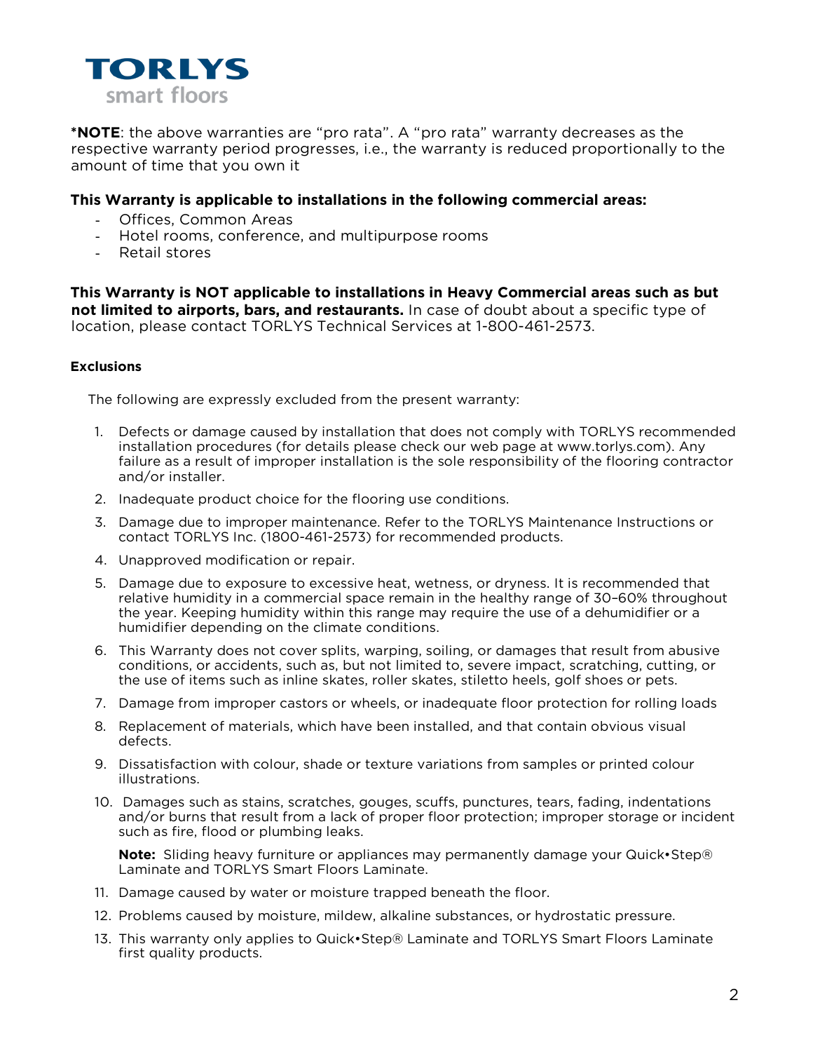**TORLYS**
smart floors

***NOTE**: the above warranties are "pro rata". A "pro rata" warranty decreases as the respective warranty period progresses, i.e., the warranty is reduced proportionally to the amount of time that you own it

**This Warranty is applicable to installations in the following commercial areas:**

- Offices, Common Areas
- Hotel rooms, conference, and multipurpose rooms
- Retail stores

**This Warranty is NOT applicable to installations in Heavy Commercial areas such as but not limited to airports, bars, and restaurants.** In case of doubt about a specific type of location, please contact TORLYS Technical Services at 1-800-461-2573.

**Exclusions**

The following are expressly excluded from the present warranty:

1. Defects or damage caused by installation that does not comply with TORLYS recommended installation procedures (for details please check our web page at www.torlys.com). Any failure as a result of improper installation is the sole responsibility of the flooring contractor and/or installer.
2. Inadequate product choice for the flooring use conditions.
3. Damage due to improper maintenance. Refer to the TORLYS Maintenance Instructions or contact TORLYS Inc. (1800-461-2573) for recommended products.
4. Unapproved modification or repair.
5. Damage due to exposure to excessive heat, wetness, or dryness. It is recommended that relative humidity in a commercial space remain in the healthy range of 30–60% throughout the year. Keeping humidity within this range may require the use of a dehumidifier or a humidifier depending on the climate conditions.
6. This Warranty does not cover splits, warping, soiling, or damages that result from abusive conditions, or accidents, such as, but not limited to, severe impact, scratching, cutting, or the use of items such as inline skates, roller skates, stiletto heels, golf shoes or pets.
7. Damage from improper castors or wheels, or inadequate floor protection for rolling loads
8. Replacement of materials, which have been installed, and that contain obvious visual defects.
9. Dissatisfaction with colour, shade or texture variations from samples or printed colour illustrations.
10. Damages such as stains, scratches, gouges, scuffs, punctures, tears, fading, indentations and/or burns that result from a lack of proper floor protection; improper storage or incident such as fire, flood or plumbing leaks.

    **Note:** Sliding heavy furniture or appliances may permanently damage your Quick•Step® Laminate and TORLYS Smart Floors Laminate.
11. Damage caused by water or moisture trapped beneath the floor.
12. Problems caused by moisture, mildew, alkaline substances, or hydrostatic pressure.
13. This warranty only applies to Quick•Step® Laminate and TORLYS Smart Floors Laminate first quality products.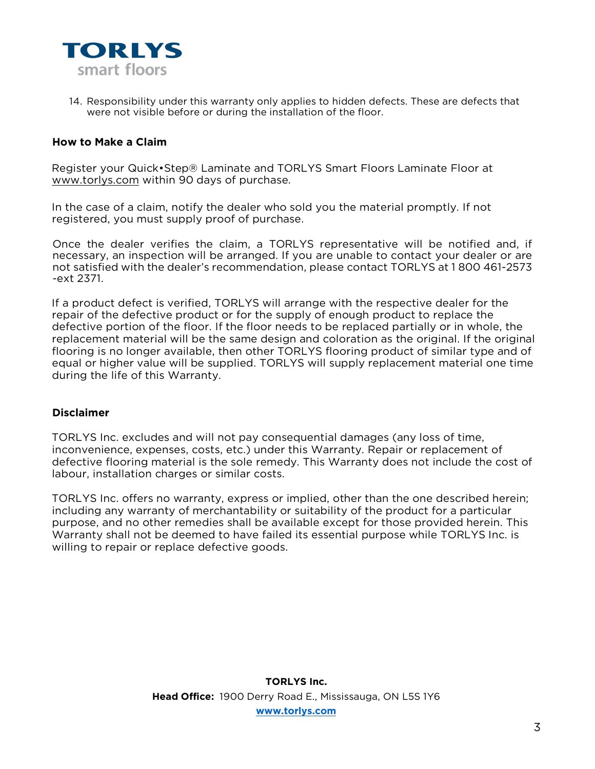14. Responsibility under this warranty only applies to hidden defects. These are defects that were not visible before or during the installation of the floor.

**How to Make a Claim**

Register your Quick•Step® Laminate and TORLYS Smart Floors Laminate Floor at www.torlys.com within 90 days of purchase.

In the case of a claim, notify the dealer who sold you the material promptly. If not registered, you must supply proof of purchase.

Once the dealer verifies the claim, a TORLYS representative will be notified and, if necessary, an inspection will be arranged. If you are unable to contact your dealer or are not satisfied with the dealer's recommendation, please contact TORLYS at 1 800 461-2573 -ext 2371.

If a product defect is verified, TORLYS will arrange with the respective dealer for the repair of the defective product or for the supply of enough product to replace the defective portion of the floor. If the floor needs to be replaced partially or in whole, the replacement material will be the same design and coloration as the original. If the original flooring is no longer available, then other TORLYS flooring product of similar type and of equal or higher value will be supplied. TORLYS will supply replacement material one time during the life of this Warranty.

**Disclaimer**

TORLYS Inc. excludes and will not pay consequential damages (any loss of time, inconvenience, expenses, costs, etc.) under this Warranty. Repair or replacement of defective flooring material is the sole remedy. This Warranty does not include the cost of labour, installation charges or similar costs.

TORLYS Inc. offers no warranty, express or implied, other than the one described herein; including any warranty of merchantability or suitability of the product for a particular purpose, and no other remedies shall be available except for those provided herein. This Warranty shall not be deemed to have failed its essential purpose while TORLYS Inc. is willing to repair or replace defective goods.

**TORLYS Inc.**
**Head Office:** 1900 Derry Road E., Mississauga, ON L5S 1Y6
**www.torlys.com**